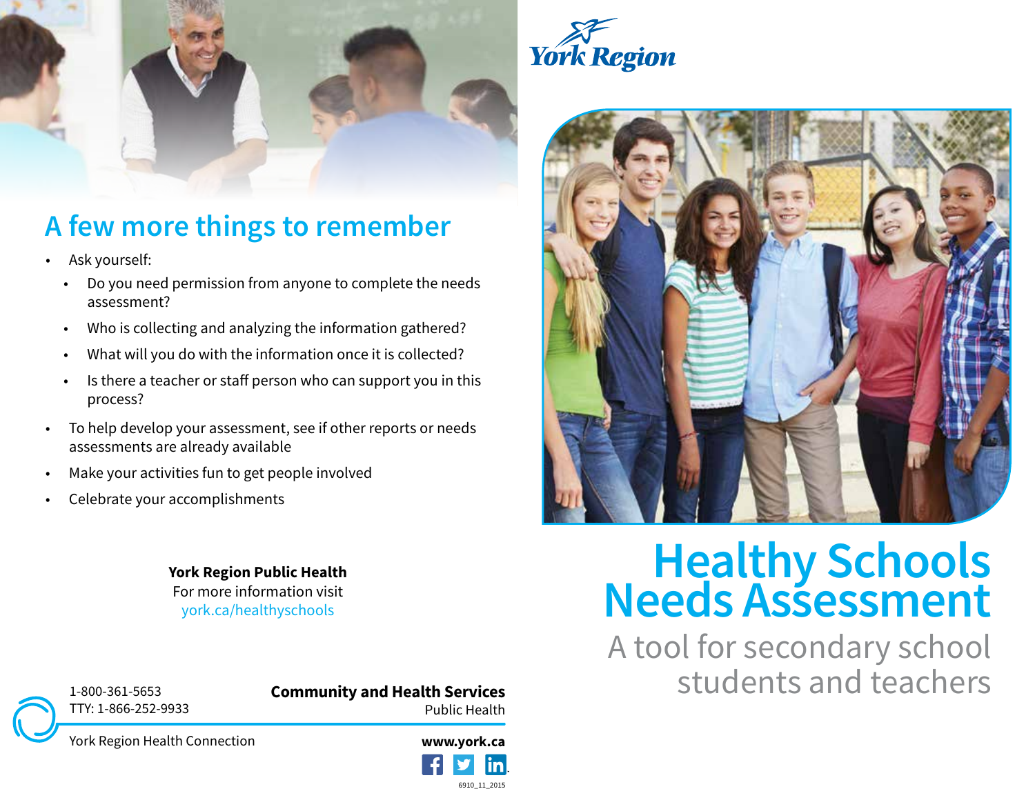# Healthy Schools Needs Assessment

## A tool for secondary school students and teachers

York Region

## A few more things to remember

- Ask yourself:
  - Do you need permission from anyone to complete the needs assessment?
  - Who is collecting and analyzing the information gathered?
  - What will you do with the information once it is collected?
  - Is there a teacher or staff person who can support you in this process?
- To help develop your assessment, see if other reports or needs assessments are already available
- Make your activities fun to get people involved
- Celebrate your accomplishments

**York Region Public Health**
For more information visit
york.ca/healthyschools

1-800-361-5653
TTY: 1-866-252-9933

York Region Health Connection

**Community and Health Services**
Public Health

**www.york.ca**

6910_11_2015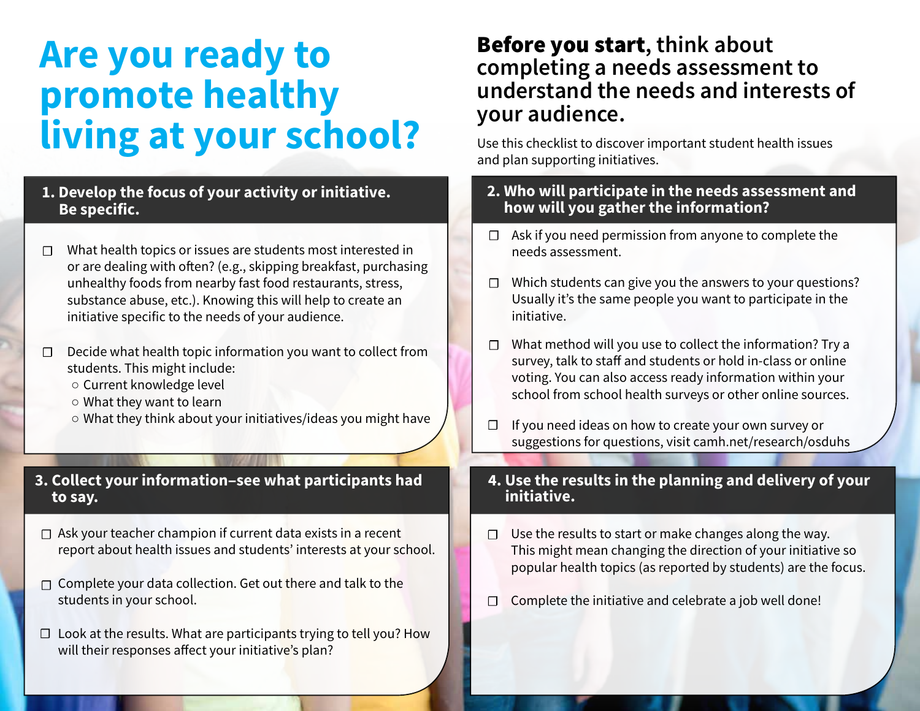# Are you ready to promote healthy living at your school?

**Before you start**, think about completing a needs assessment to understand the needs and interests of your audience.

Use this checklist to discover important student health issues and plan supporting initiatives.

## 1. Develop the focus of your activity or initiative. Be specific.

- ☐ What health topics or issues are students most interested in or are dealing with often? (e.g., skipping breakfast, purchasing unhealthy foods from nearby fast food restaurants, stress, substance abuse, etc.). Knowing this will help to create an initiative specific to the needs of your audience.
- ☐ Decide what health topic information you want to collect from students. This might include:
  - Current knowledge level
  - What they want to learn
  - What they think about your initiatives/ideas you might have

## 2. Who will participate in the needs assessment and how will you gather the information?

- ☐ Ask if you need permission from anyone to complete the needs assessment.
- ☐ Which students can give you the answers to your questions? Usually it's the same people you want to participate in the initiative.
- ☐ What method will you use to collect the information? Try a survey, talk to staff and students or hold in-class or online voting. You can also access ready information within your school from school health surveys or other online sources.
- ☐ If you need ideas on how to create your own survey or suggestions for questions, visit camh.net/research/osduhs

## 3. Collect your information–see what participants had to say.

- ☐ Ask your teacher champion if current data exists in a recent report about health issues and students' interests at your school.
- ☐ Complete your data collection. Get out there and talk to the students in your school.
- ☐ Look at the results. What are participants trying to tell you? How will their responses affect your initiative's plan?

## 4. Use the results in the planning and delivery of your initiative.

- ☐ Use the results to start or make changes along the way. This might mean changing the direction of your initiative so popular health topics (as reported by students) are the focus.
- ☐ Complete the initiative and celebrate a job well done!